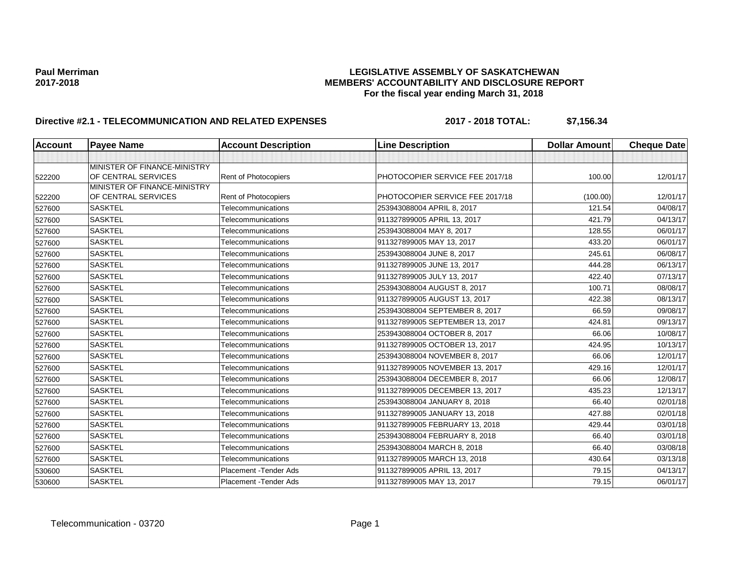**Paul Merriman**
**2017-2018**

**LEGISLATIVE ASSEMBLY OF SASKATCHEWAN**
**MEMBERS' ACCOUNTABILITY AND DISCLOSURE REPORT**
**For the fiscal year ending March 31, 2018**

**Directive #2.1 - TELECOMMUNICATION AND RELATED EXPENSES** **2017 - 2018 TOTAL: $7,156.34**

| Account | Payee Name | Account Description | Line Description | Dollar Amount | Cheque Date |
|---|---|---|---|---|---|
| | | | | | |
| 522200 | MINISTER OF FINANCE-MINISTRY OF CENTRAL SERVICES | Rent of Photocopiers | PHOTOCOPIER SERVICE FEE 2017/18 | 100.00 | 12/01/17 |
| 522200 | MINISTER OF FINANCE-MINISTRY OF CENTRAL SERVICES | Rent of Photocopiers | PHOTOCOPIER SERVICE FEE 2017/18 | (100.00) | 12/01/17 |
| 527600 | SASKTEL | Telecommunications | 253943088004 APRIL 8, 2017 | 121.54 | 04/08/17 |
| 527600 | SASKTEL | Telecommunications | 911327899005 APRIL 13, 2017 | 421.79 | 04/13/17 |
| 527600 | SASKTEL | Telecommunications | 253943088004 MAY 8, 2017 | 128.55 | 06/01/17 |
| 527600 | SASKTEL | Telecommunications | 911327899005 MAY 13, 2017 | 433.20 | 06/01/17 |
| 527600 | SASKTEL | Telecommunications | 253943088004 JUNE 8, 2017 | 245.61 | 06/08/17 |
| 527600 | SASKTEL | Telecommunications | 911327899005 JUNE 13, 2017 | 444.28 | 06/13/17 |
| 527600 | SASKTEL | Telecommunications | 911327899005 JULY 13, 2017 | 422.40 | 07/13/17 |
| 527600 | SASKTEL | Telecommunications | 253943088004 AUGUST 8, 2017 | 100.71 | 08/08/17 |
| 527600 | SASKTEL | Telecommunications | 911327899005 AUGUST 13, 2017 | 422.38 | 08/13/17 |
| 527600 | SASKTEL | Telecommunications | 253943088004 SEPTEMBER 8, 2017 | 66.59 | 09/08/17 |
| 527600 | SASKTEL | Telecommunications | 911327899005 SEPTEMBER 13, 2017 | 424.81 | 09/13/17 |
| 527600 | SASKTEL | Telecommunications | 253943088004 OCTOBER 8, 2017 | 66.06 | 10/08/17 |
| 527600 | SASKTEL | Telecommunications | 911327899005 OCTOBER 13, 2017 | 424.95 | 10/13/17 |
| 527600 | SASKTEL | Telecommunications | 253943088004 NOVEMBER 8, 2017 | 66.06 | 12/01/17 |
| 527600 | SASKTEL | Telecommunications | 911327899005 NOVEMBER 13, 2017 | 429.16 | 12/01/17 |
| 527600 | SASKTEL | Telecommunications | 253943088004 DECEMBER 8, 2017 | 66.06 | 12/08/17 |
| 527600 | SASKTEL | Telecommunications | 911327899005 DECEMBER 13, 2017 | 435.23 | 12/13/17 |
| 527600 | SASKTEL | Telecommunications | 253943088004 JANUARY 8, 2018 | 66.40 | 02/01/18 |
| 527600 | SASKTEL | Telecommunications | 911327899005 JANUARY 13, 2018 | 427.88 | 02/01/18 |
| 527600 | SASKTEL | Telecommunications | 911327899005 FEBRUARY 13, 2018 | 429.44 | 03/01/18 |
| 527600 | SASKTEL | Telecommunications | 253943088004 FEBRUARY 8, 2018 | 66.40 | 03/01/18 |
| 527600 | SASKTEL | Telecommunications | 253943088004 MARCH 8, 2018 | 66.40 | 03/08/18 |
| 527600 | SASKTEL | Telecommunications | 911327899005 MARCH 13, 2018 | 430.64 | 03/13/18 |
| 530600 | SASKTEL | Placement -Tender Ads | 911327899005 APRIL 13, 2017 | 79.15 | 04/13/17 |
| 530600 | SASKTEL | Placement -Tender Ads | 911327899005 MAY 13, 2017 | 79.15 | 06/01/17 |

Telecommunication - 03720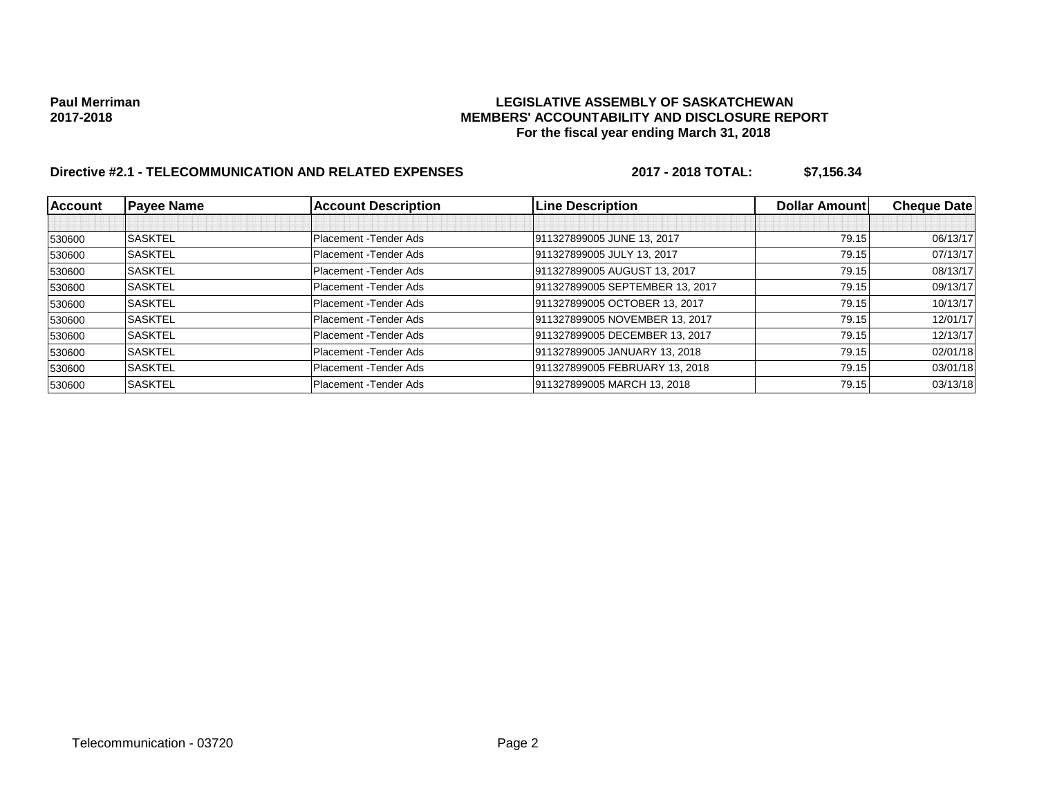**Paul Merriman**
**2017-2018**

**LEGISLATIVE ASSEMBLY OF SASKATCHEWAN**
**MEMBERS' ACCOUNTABILITY AND DISCLOSURE REPORT**
**For the fiscal year ending March 31, 2018**

**Directive #2.1 - TELECOMMUNICATION AND RELATED EXPENSES** **2017 - 2018 TOTAL: $7,156.34**

| Account | Payee Name | Account Description | Line Description | Dollar Amount | Cheque Date |
|---|---|---|---|---|---|
| | | | | | |
| 530600 | SASKTEL | Placement -Tender Ads | 911327899005 JUNE 13, 2017 | 79.15 | 06/13/17 |
| 530600 | SASKTEL | Placement -Tender Ads | 911327899005 JULY 13, 2017 | 79.15 | 07/13/17 |
| 530600 | SASKTEL | Placement -Tender Ads | 911327899005 AUGUST 13, 2017 | 79.15 | 08/13/17 |
| 530600 | SASKTEL | Placement -Tender Ads | 911327899005 SEPTEMBER 13, 2017 | 79.15 | 09/13/17 |
| 530600 | SASKTEL | Placement -Tender Ads | 911327899005 OCTOBER 13, 2017 | 79.15 | 10/13/17 |
| 530600 | SASKTEL | Placement -Tender Ads | 911327899005 NOVEMBER 13, 2017 | 79.15 | 12/01/17 |
| 530600 | SASKTEL | Placement -Tender Ads | 911327899005 DECEMBER 13, 2017 | 79.15 | 12/13/17 |
| 530600 | SASKTEL | Placement -Tender Ads | 911327899005 JANUARY 13, 2018 | 79.15 | 02/01/18 |
| 530600 | SASKTEL | Placement -Tender Ads | 911327899005 FEBRUARY 13, 2018 | 79.15 | 03/01/18 |
| 530600 | SASKTEL | Placement -Tender Ads | 911327899005 MARCH 13, 2018 | 79.15 | 03/13/18 |

Telecommunication - 03720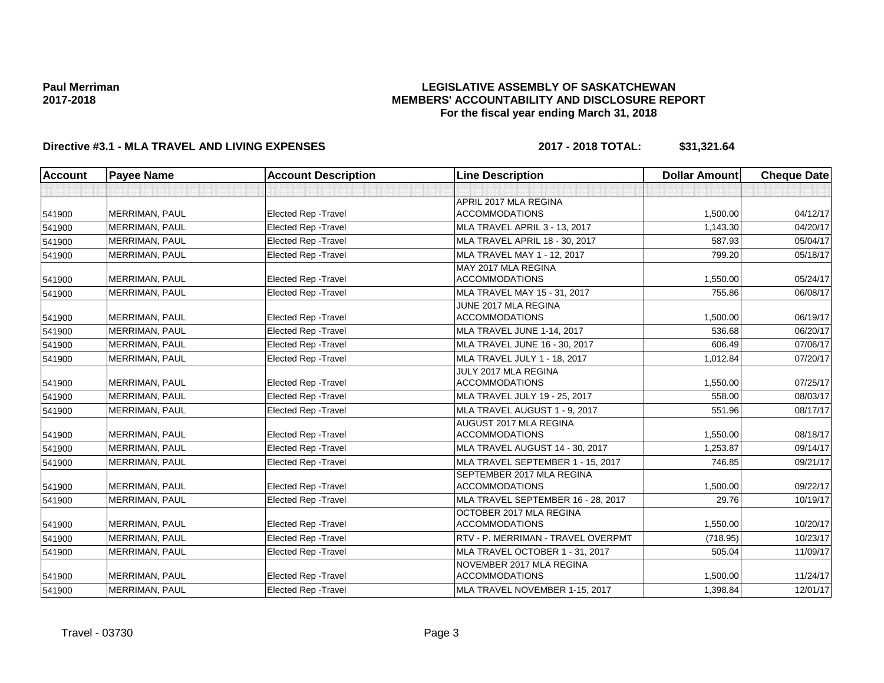**Paul Merriman**
**2017-2018**

# LEGISLATIVE ASSEMBLY OF SASKATCHEWAN
## MEMBERS' ACCOUNTABILITY AND DISCLOSURE REPORT
### For the fiscal year ending March 31, 2018

**Directive #3.1 - MLA TRAVEL AND LIVING EXPENSES** **2017 - 2018 TOTAL: $31,321.64**

| Account | Payee Name | Account Description | Line Description | Dollar Amount | Cheque Date |
|---|---|---|---|---|---|
| | | | | | |
| 541900 | MERRIMAN, PAUL | Elected Rep -Travel | APRIL 2017 MLA REGINA ACCOMMODATIONS | 1,500.00 | 04/12/17 |
| 541900 | MERRIMAN, PAUL | Elected Rep -Travel | MLA TRAVEL APRIL 3 - 13, 2017 | 1,143.30 | 04/20/17 |
| 541900 | MERRIMAN, PAUL | Elected Rep -Travel | MLA TRAVEL APRIL 18 - 30, 2017 | 587.93 | 05/04/17 |
| 541900 | MERRIMAN, PAUL | Elected Rep -Travel | MLA TRAVEL MAY 1 - 12, 2017 | 799.20 | 05/18/17 |
| 541900 | MERRIMAN, PAUL | Elected Rep -Travel | MAY 2017 MLA REGINA ACCOMMODATIONS | 1,550.00 | 05/24/17 |
| 541900 | MERRIMAN, PAUL | Elected Rep -Travel | MLA TRAVEL MAY 15 - 31, 2017 | 755.86 | 06/08/17 |
| 541900 | MERRIMAN, PAUL | Elected Rep -Travel | JUNE 2017 MLA REGINA ACCOMMODATIONS | 1,500.00 | 06/19/17 |
| 541900 | MERRIMAN, PAUL | Elected Rep -Travel | MLA TRAVEL JUNE 1-14, 2017 | 536.68 | 06/20/17 |
| 541900 | MERRIMAN, PAUL | Elected Rep -Travel | MLA TRAVEL JUNE 16 - 30, 2017 | 606.49 | 07/06/17 |
| 541900 | MERRIMAN, PAUL | Elected Rep -Travel | MLA TRAVEL JULY 1 - 18, 2017 | 1,012.84 | 07/20/17 |
| 541900 | MERRIMAN, PAUL | Elected Rep -Travel | JULY 2017 MLA REGINA ACCOMMODATIONS | 1,550.00 | 07/25/17 |
| 541900 | MERRIMAN, PAUL | Elected Rep -Travel | MLA TRAVEL JULY 19 - 25, 2017 | 558.00 | 08/03/17 |
| 541900 | MERRIMAN, PAUL | Elected Rep -Travel | MLA TRAVEL AUGUST 1 - 9, 2017 | 551.96 | 08/17/17 |
| 541900 | MERRIMAN, PAUL | Elected Rep -Travel | AUGUST 2017 MLA REGINA ACCOMMODATIONS | 1,550.00 | 08/18/17 |
| 541900 | MERRIMAN, PAUL | Elected Rep -Travel | MLA TRAVEL AUGUST 14 - 30, 2017 | 1,253.87 | 09/14/17 |
| 541900 | MERRIMAN, PAUL | Elected Rep -Travel | MLA TRAVEL SEPTEMBER 1 - 15, 2017 | 746.85 | 09/21/17 |
| 541900 | MERRIMAN, PAUL | Elected Rep -Travel | SEPTEMBER 2017 MLA REGINA ACCOMMODATIONS | 1,500.00 | 09/22/17 |
| 541900 | MERRIMAN, PAUL | Elected Rep -Travel | MLA TRAVEL SEPTEMBER 16 - 28, 2017 | 29.76 | 10/19/17 |
| 541900 | MERRIMAN, PAUL | Elected Rep -Travel | OCTOBER 2017 MLA REGINA ACCOMMODATIONS | 1,550.00 | 10/20/17 |
| 541900 | MERRIMAN, PAUL | Elected Rep -Travel | RTV - P. MERRIMAN - TRAVEL OVERPMT | (718.95) | 10/23/17 |
| 541900 | MERRIMAN, PAUL | Elected Rep -Travel | MLA TRAVEL OCTOBER 1 - 31, 2017 | 505.04 | 11/09/17 |
| 541900 | MERRIMAN, PAUL | Elected Rep -Travel | NOVEMBER 2017 MLA REGINA ACCOMMODATIONS | 1,500.00 | 11/24/17 |
| 541900 | MERRIMAN, PAUL | Elected Rep -Travel | MLA TRAVEL NOVEMBER 1-15, 2017 | 1,398.84 | 12/01/17 |

Travel - 03730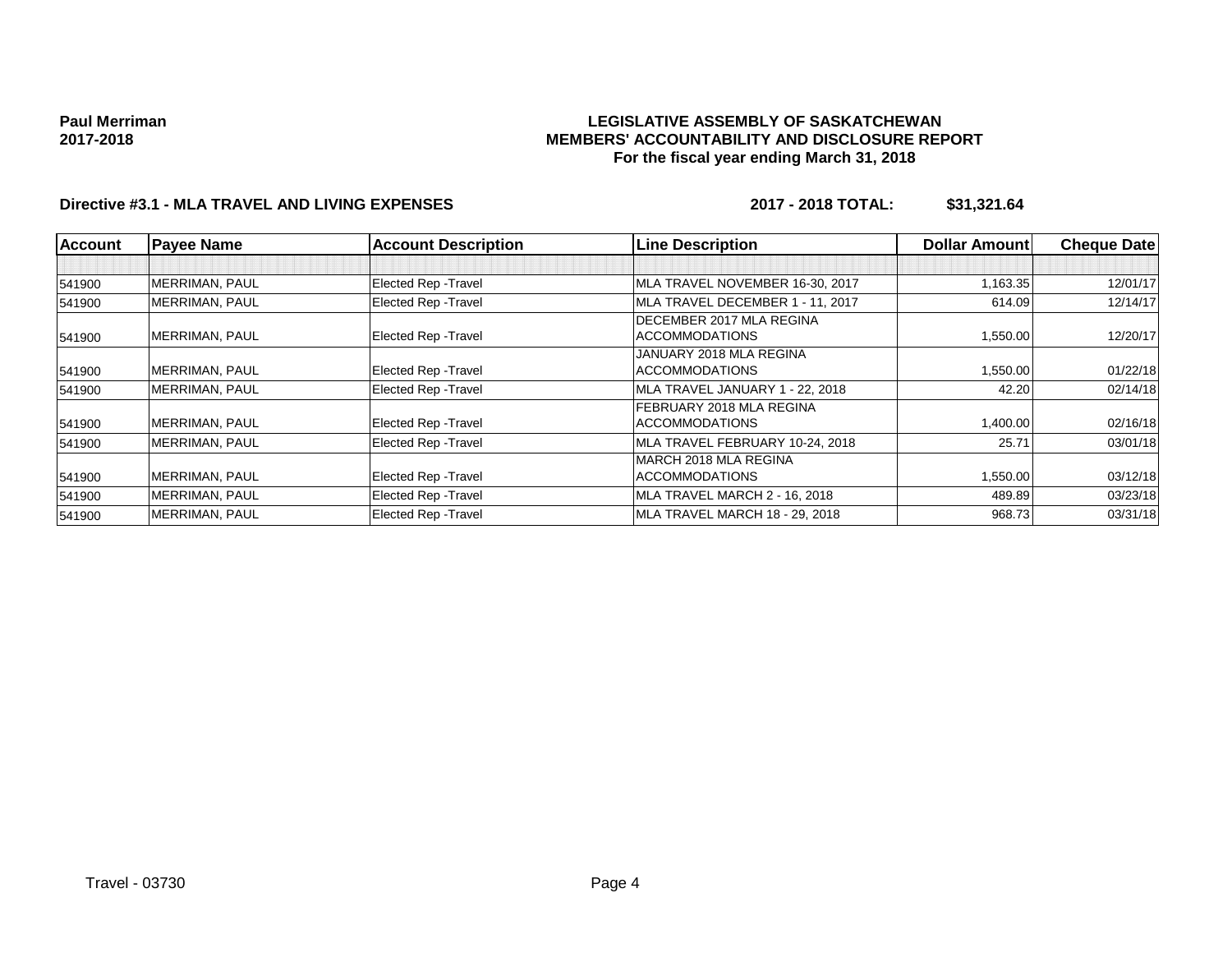**Paul Merriman**
**2017-2018**

**LEGISLATIVE ASSEMBLY OF SASKATCHEWAN**
**MEMBERS' ACCOUNTABILITY AND DISCLOSURE REPORT**
**For the fiscal year ending March 31, 2018**

**Directive #3.1 - MLA TRAVEL AND LIVING EXPENSES** **2017 - 2018 TOTAL: $31,321.64**

| Account | Payee Name | Account Description | Line Description | Dollar Amount | Cheque Date |
|---|---|---|---|---|---|
| | | | | | |
| 541900 | MERRIMAN, PAUL | Elected Rep -Travel | MLA TRAVEL NOVEMBER 16-30, 2017 | 1,163.35 | 12/01/17 |
| 541900 | MERRIMAN, PAUL | Elected Rep -Travel | MLA TRAVEL DECEMBER 1 - 11, 2017 | 614.09 | 12/14/17 |
| 541900 | MERRIMAN, PAUL | Elected Rep -Travel | DECEMBER 2017 MLA REGINA ACCOMMODATIONS | 1,550.00 | 12/20/17 |
| 541900 | MERRIMAN, PAUL | Elected Rep -Travel | JANUARY 2018 MLA REGINA ACCOMMODATIONS | 1,550.00 | 01/22/18 |
| 541900 | MERRIMAN, PAUL | Elected Rep -Travel | MLA TRAVEL JANUARY 1 - 22, 2018 | 42.20 | 02/14/18 |
| 541900 | MERRIMAN, PAUL | Elected Rep -Travel | FEBRUARY 2018 MLA REGINA ACCOMMODATIONS | 1,400.00 | 02/16/18 |
| 541900 | MERRIMAN, PAUL | Elected Rep -Travel | MLA TRAVEL FEBRUARY 10-24, 2018 | 25.71 | 03/01/18 |
| 541900 | MERRIMAN, PAUL | Elected Rep -Travel | MARCH 2018 MLA REGINA ACCOMMODATIONS | 1,550.00 | 03/12/18 |
| 541900 | MERRIMAN, PAUL | Elected Rep -Travel | MLA TRAVEL MARCH 2 - 16, 2018 | 489.89 | 03/23/18 |
| 541900 | MERRIMAN, PAUL | Elected Rep -Travel | MLA TRAVEL MARCH 18 - 29, 2018 | 968.73 | 03/31/18 |

Travel - 03730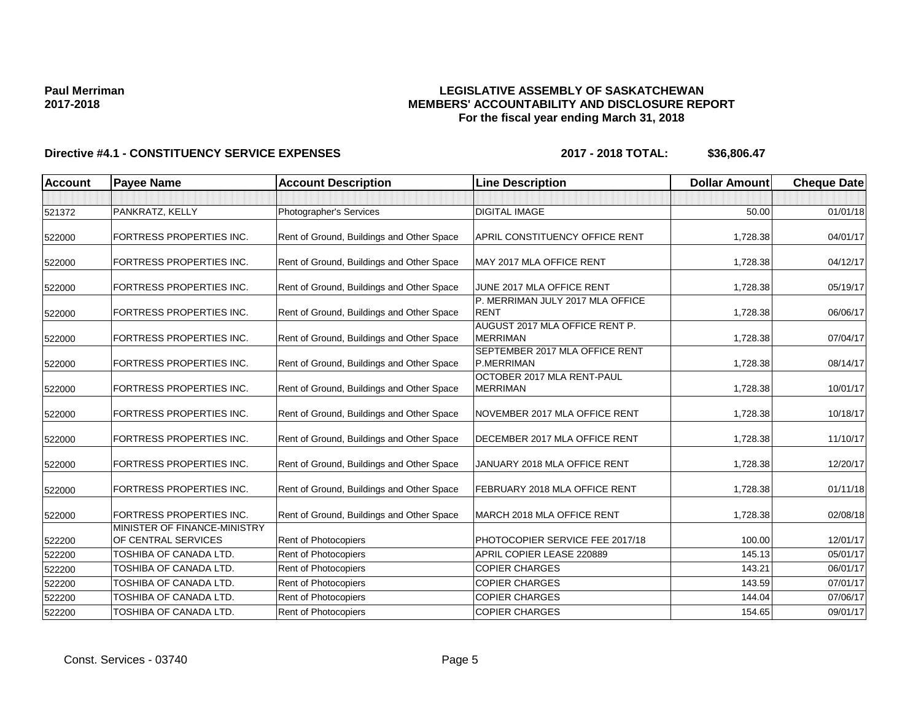**Paul Merriman**
**2017-2018**

# LEGISLATIVE ASSEMBLY OF SASKATCHEWAN
## MEMBERS' ACCOUNTABILITY AND DISCLOSURE REPORT
### For the fiscal year ending March 31, 2018

**Directive #4.1 - CONSTITUENCY SERVICE EXPENSES** **2017 - 2018 TOTAL: $36,806.47**

| Account | Payee Name | Account Description | Line Description | Dollar Amount | Cheque Date |
|---|---|---|---|---|---|
| | | | | | |
| 521372 | PANKRATZ, KELLY | Photographer's Services | DIGITAL IMAGE | 50.00 | 01/01/18 |
| 522000 | FORTRESS PROPERTIES INC. | Rent of Ground, Buildings and Other Space | APRIL CONSTITUENCY OFFICE RENT | 1,728.38 | 04/01/17 |
| 522000 | FORTRESS PROPERTIES INC. | Rent of Ground, Buildings and Other Space | MAY 2017 MLA OFFICE RENT | 1,728.38 | 04/12/17 |
| 522000 | FORTRESS PROPERTIES INC. | Rent of Ground, Buildings and Other Space | JUNE 2017 MLA OFFICE RENT | 1,728.38 | 05/19/17 |
| 522000 | FORTRESS PROPERTIES INC. | Rent of Ground, Buildings and Other Space | P. MERRIMAN JULY 2017 MLA OFFICE RENT | 1,728.38 | 06/06/17 |
| 522000 | FORTRESS PROPERTIES INC. | Rent of Ground, Buildings and Other Space | AUGUST 2017 MLA OFFICE RENT P. MERRIMAN | 1,728.38 | 07/04/17 |
| 522000 | FORTRESS PROPERTIES INC. | Rent of Ground, Buildings and Other Space | SEPTEMBER 2017 MLA OFFICE RENT P.MERRIMAN | 1,728.38 | 08/14/17 |
| 522000 | FORTRESS PROPERTIES INC. | Rent of Ground, Buildings and Other Space | OCTOBER 2017 MLA RENT-PAUL MERRIMAN | 1,728.38 | 10/01/17 |
| 522000 | FORTRESS PROPERTIES INC. | Rent of Ground, Buildings and Other Space | NOVEMBER 2017 MLA OFFICE RENT | 1,728.38 | 10/18/17 |
| 522000 | FORTRESS PROPERTIES INC. | Rent of Ground, Buildings and Other Space | DECEMBER 2017 MLA OFFICE RENT | 1,728.38 | 11/10/17 |
| 522000 | FORTRESS PROPERTIES INC. | Rent of Ground, Buildings and Other Space | JANUARY 2018 MLA OFFICE RENT | 1,728.38 | 12/20/17 |
| 522000 | FORTRESS PROPERTIES INC. | Rent of Ground, Buildings and Other Space | FEBRUARY 2018 MLA OFFICE RENT | 1,728.38 | 01/11/18 |
| 522000 | FORTRESS PROPERTIES INC. | Rent of Ground, Buildings and Other Space | MARCH 2018 MLA OFFICE RENT | 1,728.38 | 02/08/18 |
| 522200 | MINISTER OF FINANCE-MINISTRY OF CENTRAL SERVICES | Rent of Photocopiers | PHOTOCOPIER SERVICE FEE 2017/18 | 100.00 | 12/01/17 |
| 522200 | TOSHIBA OF CANADA LTD. | Rent of Photocopiers | APRIL COPIER LEASE 220889 | 145.13 | 05/01/17 |
| 522200 | TOSHIBA OF CANADA LTD. | Rent of Photocopiers | COPIER CHARGES | 143.21 | 06/01/17 |
| 522200 | TOSHIBA OF CANADA LTD. | Rent of Photocopiers | COPIER CHARGES | 143.59 | 07/01/17 |
| 522200 | TOSHIBA OF CANADA LTD. | Rent of Photocopiers | COPIER CHARGES | 144.04 | 07/06/17 |
| 522200 | TOSHIBA OF CANADA LTD. | Rent of Photocopiers | COPIER CHARGES | 154.65 | 09/01/17 |

Const. Services - 03740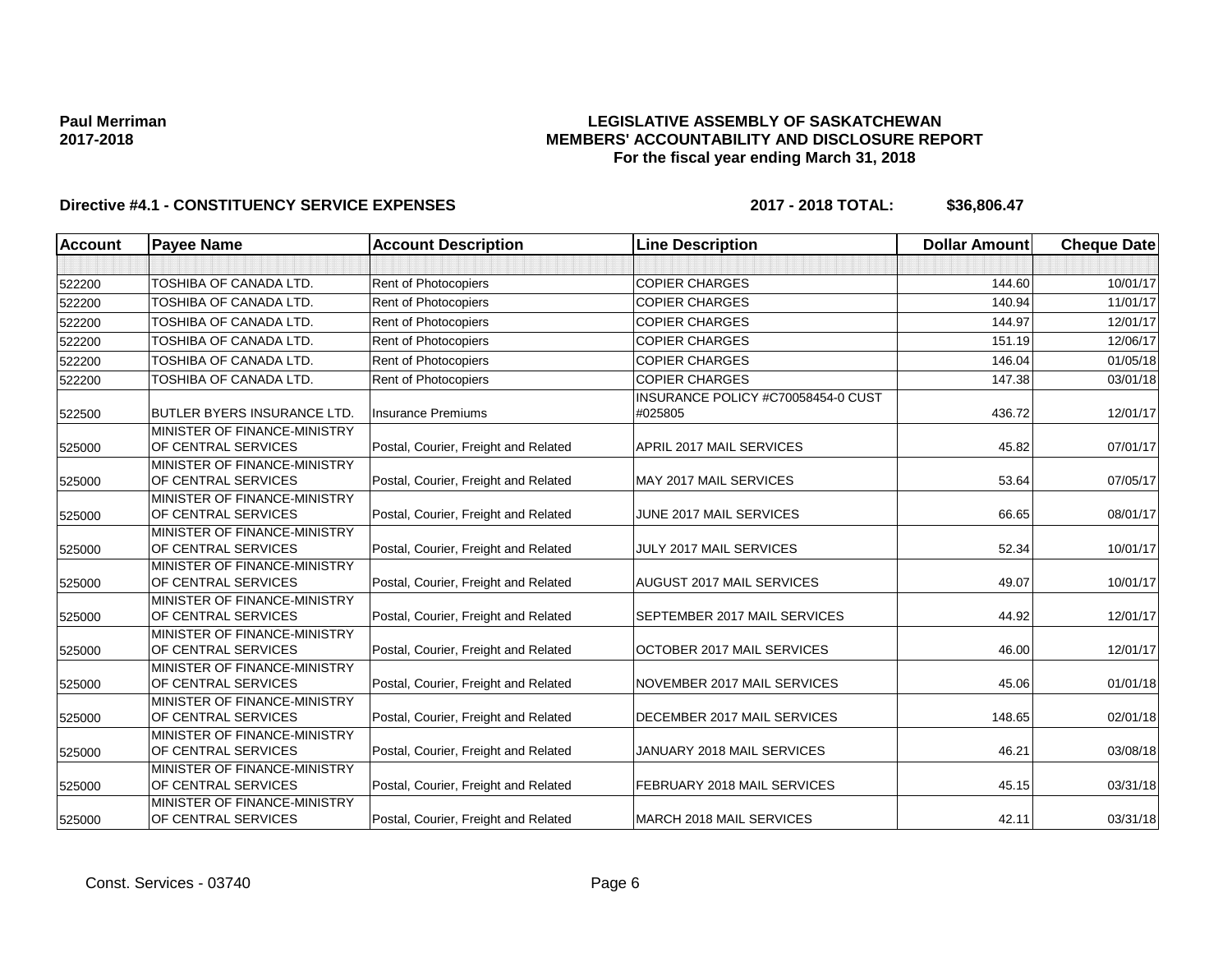**Paul Merriman**
**2017-2018**

# LEGISLATIVE ASSEMBLY OF SASKATCHEWAN
## MEMBERS' ACCOUNTABILITY AND DISCLOSURE REPORT
### For the fiscal year ending March 31, 2018

**Directive #4.1 - CONSTITUENCY SERVICE EXPENSES** **2017 - 2018 TOTAL: $36,806.47**

| Account | Payee Name | Account Description | Line Description | Dollar Amount | Cheque Date |
|---|---|---|---|---|---|
| | | | | | |
| 522200 | TOSHIBA OF CANADA LTD. | Rent of Photocopiers | COPIER CHARGES | 144.60 | 10/01/17 |
| 522200 | TOSHIBA OF CANADA LTD. | Rent of Photocopiers | COPIER CHARGES | 140.94 | 11/01/17 |
| 522200 | TOSHIBA OF CANADA LTD. | Rent of Photocopiers | COPIER CHARGES | 144.97 | 12/01/17 |
| 522200 | TOSHIBA OF CANADA LTD. | Rent of Photocopiers | COPIER CHARGES | 151.19 | 12/06/17 |
| 522200 | TOSHIBA OF CANADA LTD. | Rent of Photocopiers | COPIER CHARGES | 146.04 | 01/05/18 |
| 522200 | TOSHIBA OF CANADA LTD. | Rent of Photocopiers | COPIER CHARGES | 147.38 | 03/01/18 |
| 522500 | BUTLER BYERS INSURANCE LTD. | Insurance Premiums | INSURANCE POLICY #C70058454-0 CUST #025805 | 436.72 | 12/01/17 |
| 525000 | MINISTER OF FINANCE-MINISTRY OF CENTRAL SERVICES | Postal, Courier, Freight and Related | APRIL 2017 MAIL SERVICES | 45.82 | 07/01/17 |
| 525000 | MINISTER OF FINANCE-MINISTRY OF CENTRAL SERVICES | Postal, Courier, Freight and Related | MAY 2017 MAIL SERVICES | 53.64 | 07/05/17 |
| 525000 | MINISTER OF FINANCE-MINISTRY OF CENTRAL SERVICES | Postal, Courier, Freight and Related | JUNE 2017 MAIL SERVICES | 66.65 | 08/01/17 |
| 525000 | MINISTER OF FINANCE-MINISTRY OF CENTRAL SERVICES | Postal, Courier, Freight and Related | JULY 2017 MAIL SERVICES | 52.34 | 10/01/17 |
| 525000 | MINISTER OF FINANCE-MINISTRY OF CENTRAL SERVICES | Postal, Courier, Freight and Related | AUGUST 2017 MAIL SERVICES | 49.07 | 10/01/17 |
| 525000 | MINISTER OF FINANCE-MINISTRY OF CENTRAL SERVICES | Postal, Courier, Freight and Related | SEPTEMBER 2017 MAIL SERVICES | 44.92 | 12/01/17 |
| 525000 | MINISTER OF FINANCE-MINISTRY OF CENTRAL SERVICES | Postal, Courier, Freight and Related | OCTOBER 2017 MAIL SERVICES | 46.00 | 12/01/17 |
| 525000 | MINISTER OF FINANCE-MINISTRY OF CENTRAL SERVICES | Postal, Courier, Freight and Related | NOVEMBER 2017 MAIL SERVICES | 45.06 | 01/01/18 |
| 525000 | MINISTER OF FINANCE-MINISTRY OF CENTRAL SERVICES | Postal, Courier, Freight and Related | DECEMBER 2017 MAIL SERVICES | 148.65 | 02/01/18 |
| 525000 | MINISTER OF FINANCE-MINISTRY OF CENTRAL SERVICES | Postal, Courier, Freight and Related | JANUARY 2018 MAIL SERVICES | 46.21 | 03/08/18 |
| 525000 | MINISTER OF FINANCE-MINISTRY OF CENTRAL SERVICES | Postal, Courier, Freight and Related | FEBRUARY 2018 MAIL SERVICES | 45.15 | 03/31/18 |
| 525000 | MINISTER OF FINANCE-MINISTRY OF CENTRAL SERVICES | Postal, Courier, Freight and Related | MARCH 2018 MAIL SERVICES | 42.11 | 03/31/18 |

Const. Services - 03740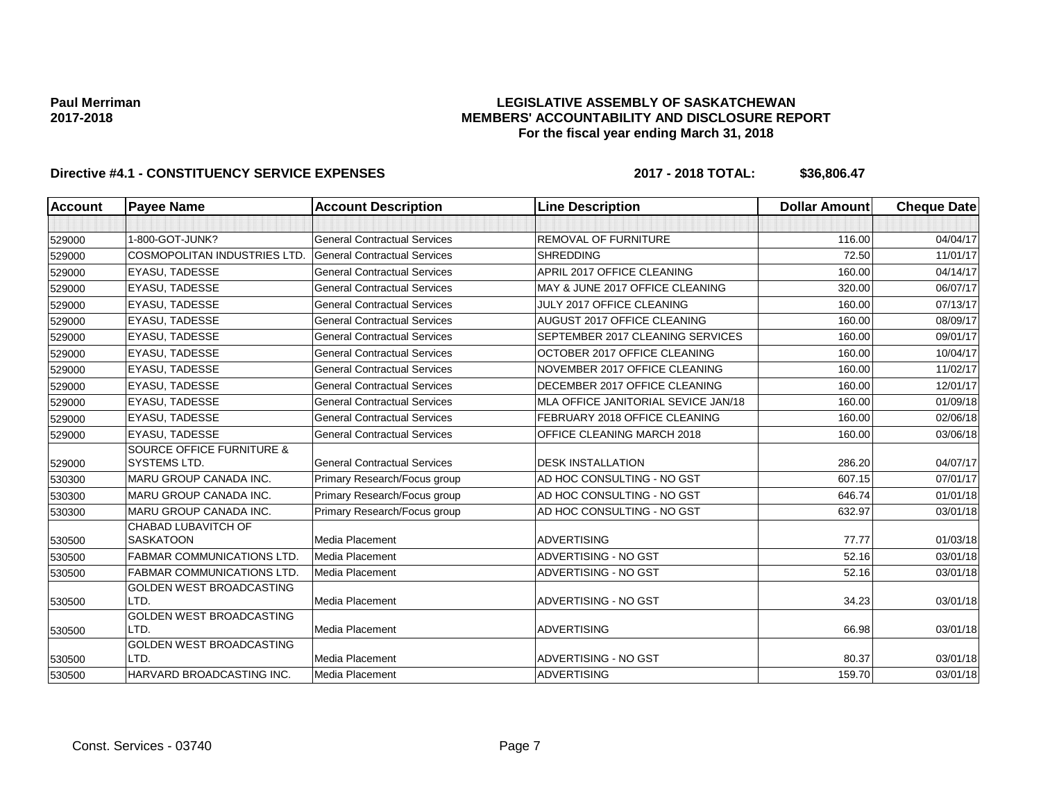**Paul Merriman**
**2017-2018**

# LEGISLATIVE ASSEMBLY OF SASKATCHEWAN
## MEMBERS' ACCOUNTABILITY AND DISCLOSURE REPORT
### For the fiscal year ending March 31, 2018

**Directive #4.1 - CONSTITUENCY SERVICE EXPENSES** **2017 - 2018 TOTAL: $36,806.47**

| Account | Payee Name | Account Description | Line Description | Dollar Amount | Cheque Date |
|---|---|---|---|---|---|
| | | | | | |
| 529000 | 1-800-GOT-JUNK? | General Contractual Services | REMOVAL OF FURNITURE | 116.00 | 04/04/17 |
| 529000 | COSMOPOLITAN INDUSTRIES LTD. | General Contractual Services | SHREDDING | 72.50 | 11/01/17 |
| 529000 | EYASU, TADESSE | General Contractual Services | APRIL 2017 OFFICE CLEANING | 160.00 | 04/14/17 |
| 529000 | EYASU, TADESSE | General Contractual Services | MAY & JUNE 2017 OFFICE CLEANING | 320.00 | 06/07/17 |
| 529000 | EYASU, TADESSE | General Contractual Services | JULY 2017 OFFICE CLEANING | 160.00 | 07/13/17 |
| 529000 | EYASU, TADESSE | General Contractual Services | AUGUST 2017 OFFICE CLEANING | 160.00 | 08/09/17 |
| 529000 | EYASU, TADESSE | General Contractual Services | SEPTEMBER 2017 CLEANING SERVICES | 160.00 | 09/01/17 |
| 529000 | EYASU, TADESSE | General Contractual Services | OCTOBER 2017 OFFICE CLEANING | 160.00 | 10/04/17 |
| 529000 | EYASU, TADESSE | General Contractual Services | NOVEMBER 2017 OFFICE CLEANING | 160.00 | 11/02/17 |
| 529000 | EYASU, TADESSE | General Contractual Services | DECEMBER 2017 OFFICE CLEANING | 160.00 | 12/01/17 |
| 529000 | EYASU, TADESSE | General Contractual Services | MLA OFFICE JANITORIAL SEVICE JAN/18 | 160.00 | 01/09/18 |
| 529000 | EYASU, TADESSE | General Contractual Services | FEBRUARY 2018 OFFICE CLEANING | 160.00 | 02/06/18 |
| 529000 | EYASU, TADESSE | General Contractual Services | OFFICE CLEANING MARCH 2018 | 160.00 | 03/06/18 |
| 529000 | SOURCE OFFICE FURNITURE & SYSTEMS LTD. | General Contractual Services | DESK INSTALLATION | 286.20 | 04/07/17 |
| 530300 | MARU GROUP CANADA INC. | Primary Research/Focus group | AD HOC CONSULTING - NO GST | 607.15 | 07/01/17 |
| 530300 | MARU GROUP CANADA INC. | Primary Research/Focus group | AD HOC CONSULTING - NO GST | 646.74 | 01/01/18 |
| 530300 | MARU GROUP CANADA INC. | Primary Research/Focus group | AD HOC CONSULTING - NO GST | 632.97 | 03/01/18 |
| 530500 | CHABAD LUBAVITCH OF SASKATOON | Media Placement | ADVERTISING | 77.77 | 01/03/18 |
| 530500 | FABMAR COMMUNICATIONS LTD. | Media Placement | ADVERTISING - NO GST | 52.16 | 03/01/18 |
| 530500 | FABMAR COMMUNICATIONS LTD. | Media Placement | ADVERTISING - NO GST | 52.16 | 03/01/18 |
| 530500 | GOLDEN WEST BROADCASTING LTD. | Media Placement | ADVERTISING - NO GST | 34.23 | 03/01/18 |
| 530500 | GOLDEN WEST BROADCASTING LTD. | Media Placement | ADVERTISING | 66.98 | 03/01/18 |
| 530500 | GOLDEN WEST BROADCASTING LTD. | Media Placement | ADVERTISING - NO GST | 80.37 | 03/01/18 |
| 530500 | HARVARD BROADCASTING INC. | Media Placement | ADVERTISING | 159.70 | 03/01/18 |

Const. Services - 03740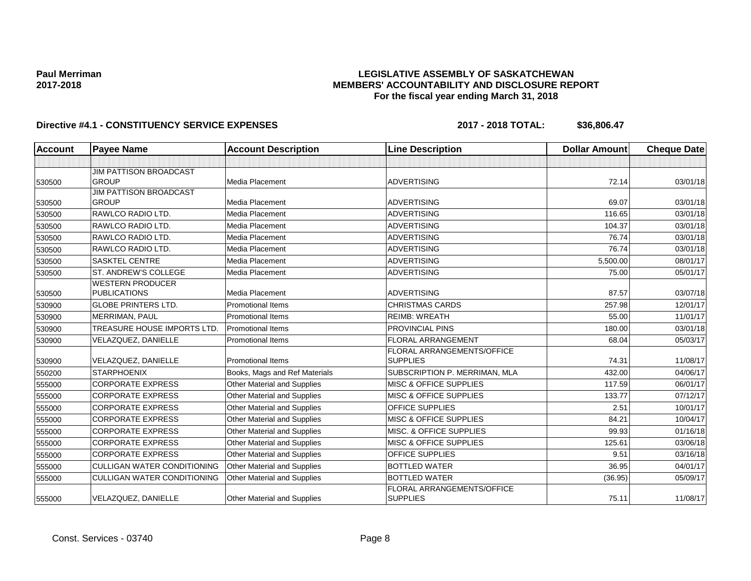**Paul Merriman**
**2017-2018**

# LEGISLATIVE ASSEMBLY OF SASKATCHEWAN
## MEMBERS' ACCOUNTABILITY AND DISCLOSURE REPORT
### For the fiscal year ending March 31, 2018

**Directive #4.1 - CONSTITUENCY SERVICE EXPENSES** **2017 - 2018 TOTAL: $36,806.47**

| Account | Payee Name | Account Description | Line Description | Dollar Amount | Cheque Date |
|---|---|---|---|---|---|
| | | | | | |
| 530500 | JIM PATTISON BROADCAST GROUP | Media Placement | ADVERTISING | 72.14 | 03/01/18 |
| 530500 | JIM PATTISON BROADCAST GROUP | Media Placement | ADVERTISING | 69.07 | 03/01/18 |
| 530500 | RAWLCO RADIO LTD. | Media Placement | ADVERTISING | 116.65 | 03/01/18 |
| 530500 | RAWLCO RADIO LTD. | Media Placement | ADVERTISING | 104.37 | 03/01/18 |
| 530500 | RAWLCO RADIO LTD. | Media Placement | ADVERTISING | 76.74 | 03/01/18 |
| 530500 | RAWLCO RADIO LTD. | Media Placement | ADVERTISING | 76.74 | 03/01/18 |
| 530500 | SASKTEL CENTRE | Media Placement | ADVERTISING | 5,500.00 | 08/01/17 |
| 530500 | ST. ANDREW'S COLLEGE | Media Placement | ADVERTISING | 75.00 | 05/01/17 |
| 530500 | WESTERN PRODUCER PUBLICATIONS | Media Placement | ADVERTISING | 87.57 | 03/07/18 |
| 530900 | GLOBE PRINTERS LTD. | Promotional Items | CHRISTMAS CARDS | 257.98 | 12/01/17 |
| 530900 | MERRIMAN, PAUL | Promotional Items | REIMB: WREATH | 55.00 | 11/01/17 |
| 530900 | TREASURE HOUSE IMPORTS LTD. | Promotional Items | PROVINCIAL PINS | 180.00 | 03/01/18 |
| 530900 | VELAZQUEZ, DANIELLE | Promotional Items | FLORAL ARRANGEMENT | 68.04 | 05/03/17 |
| 530900 | VELAZQUEZ, DANIELLE | Promotional Items | FLORAL ARRANGEMENTS/OFFICE SUPPLIES | 74.31 | 11/08/17 |
| 550200 | STARPHOENIX | Books, Mags and Ref Materials | SUBSCRIPTION P. MERRIMAN, MLA | 432.00 | 04/06/17 |
| 555000 | CORPORATE EXPRESS | Other Material and Supplies | MISC & OFFICE SUPPLIES | 117.59 | 06/01/17 |
| 555000 | CORPORATE EXPRESS | Other Material and Supplies | MISC & OFFICE SUPPLIES | 133.77 | 07/12/17 |
| 555000 | CORPORATE EXPRESS | Other Material and Supplies | OFFICE SUPPLIES | 2.51 | 10/01/17 |
| 555000 | CORPORATE EXPRESS | Other Material and Supplies | MISC & OFFICE SUPPLIES | 84.21 | 10/04/17 |
| 555000 | CORPORATE EXPRESS | Other Material and Supplies | MISC. & OFFICE SUPPLIES | 99.93 | 01/16/18 |
| 555000 | CORPORATE EXPRESS | Other Material and Supplies | MISC & OFFICE SUPPLIES | 125.61 | 03/06/18 |
| 555000 | CORPORATE EXPRESS | Other Material and Supplies | OFFICE SUPPLIES | 9.51 | 03/16/18 |
| 555000 | CULLIGAN WATER CONDITIONING | Other Material and Supplies | BOTTLED WATER | 36.95 | 04/01/17 |
| 555000 | CULLIGAN WATER CONDITIONING | Other Material and Supplies | BOTTLED WATER | (36.95) | 05/09/17 |
| 555000 | VELAZQUEZ, DANIELLE | Other Material and Supplies | FLORAL ARRANGEMENTS/OFFICE SUPPLIES | 75.11 | 11/08/17 |

Const. Services - 03740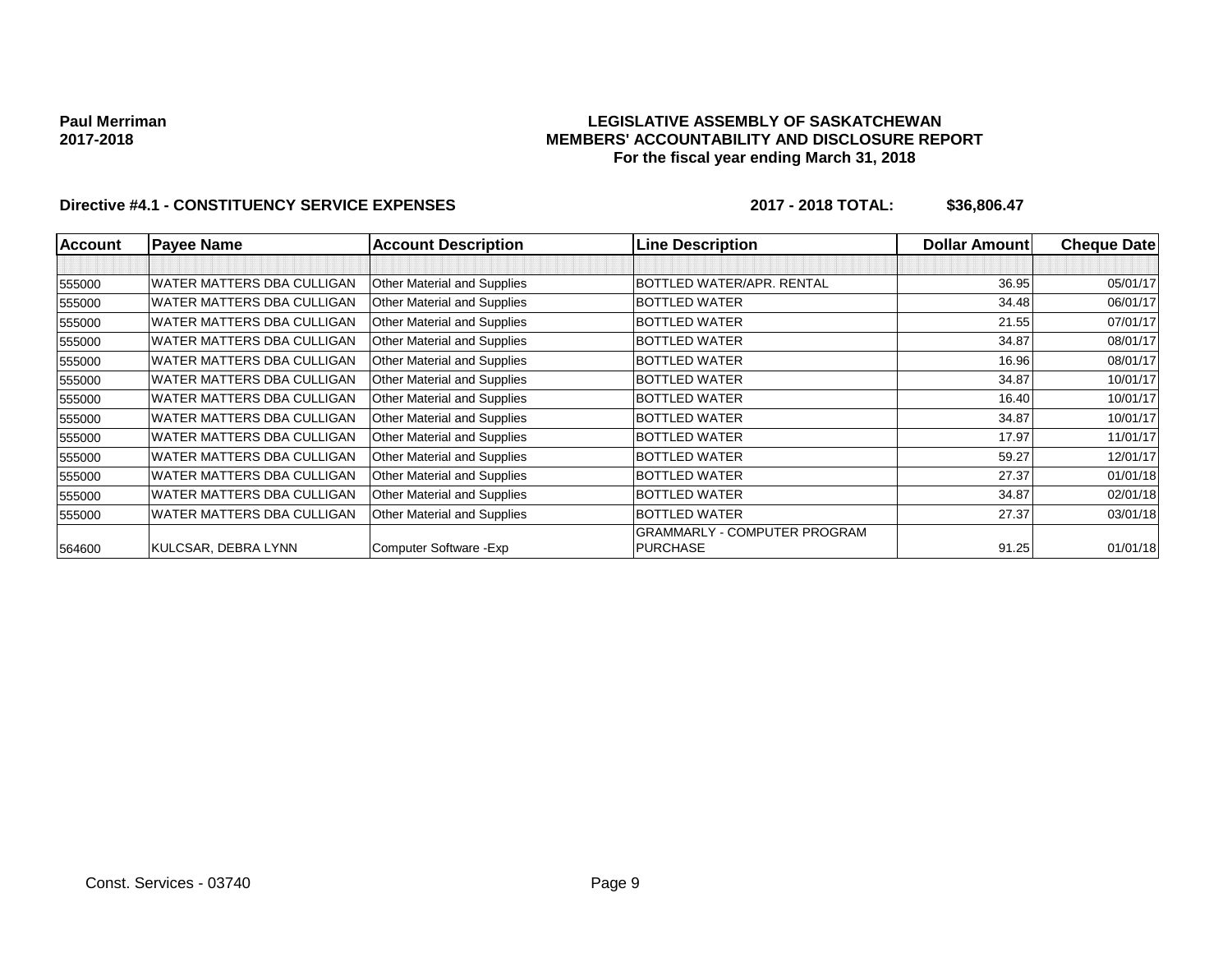**Paul Merriman**
**2017-2018**

**LEGISLATIVE ASSEMBLY OF SASKATCHEWAN**
**MEMBERS' ACCOUNTABILITY AND DISCLOSURE REPORT**
**For the fiscal year ending March 31, 2018**

**Directive #4.1 - CONSTITUENCY SERVICE EXPENSES** **2017 - 2018 TOTAL: $36,806.47**

| Account | Payee Name | Account Description | Line Description | Dollar Amount | Cheque Date |
|---|---|---|---|---|---|
| | | | | | |
| 555000 | WATER MATTERS DBA CULLIGAN | Other Material and Supplies | BOTTLED WATER/APR. RENTAL | 36.95 | 05/01/17 |
| 555000 | WATER MATTERS DBA CULLIGAN | Other Material and Supplies | BOTTLED WATER | 34.48 | 06/01/17 |
| 555000 | WATER MATTERS DBA CULLIGAN | Other Material and Supplies | BOTTLED WATER | 21.55 | 07/01/17 |
| 555000 | WATER MATTERS DBA CULLIGAN | Other Material and Supplies | BOTTLED WATER | 34.87 | 08/01/17 |
| 555000 | WATER MATTERS DBA CULLIGAN | Other Material and Supplies | BOTTLED WATER | 16.96 | 08/01/17 |
| 555000 | WATER MATTERS DBA CULLIGAN | Other Material and Supplies | BOTTLED WATER | 34.87 | 10/01/17 |
| 555000 | WATER MATTERS DBA CULLIGAN | Other Material and Supplies | BOTTLED WATER | 16.40 | 10/01/17 |
| 555000 | WATER MATTERS DBA CULLIGAN | Other Material and Supplies | BOTTLED WATER | 34.87 | 10/01/17 |
| 555000 | WATER MATTERS DBA CULLIGAN | Other Material and Supplies | BOTTLED WATER | 17.97 | 11/01/17 |
| 555000 | WATER MATTERS DBA CULLIGAN | Other Material and Supplies | BOTTLED WATER | 59.27 | 12/01/17 |
| 555000 | WATER MATTERS DBA CULLIGAN | Other Material and Supplies | BOTTLED WATER | 27.37 | 01/01/18 |
| 555000 | WATER MATTERS DBA CULLIGAN | Other Material and Supplies | BOTTLED WATER | 34.87 | 02/01/18 |
| 555000 | WATER MATTERS DBA CULLIGAN | Other Material and Supplies | BOTTLED WATER | 27.37 | 03/01/18 |
| 564600 | KULCSAR, DEBRA LYNN | Computer Software -Exp | GRAMMARLY - COMPUTER PROGRAM PURCHASE | 91.25 | 01/01/18 |

Const. Services - 03740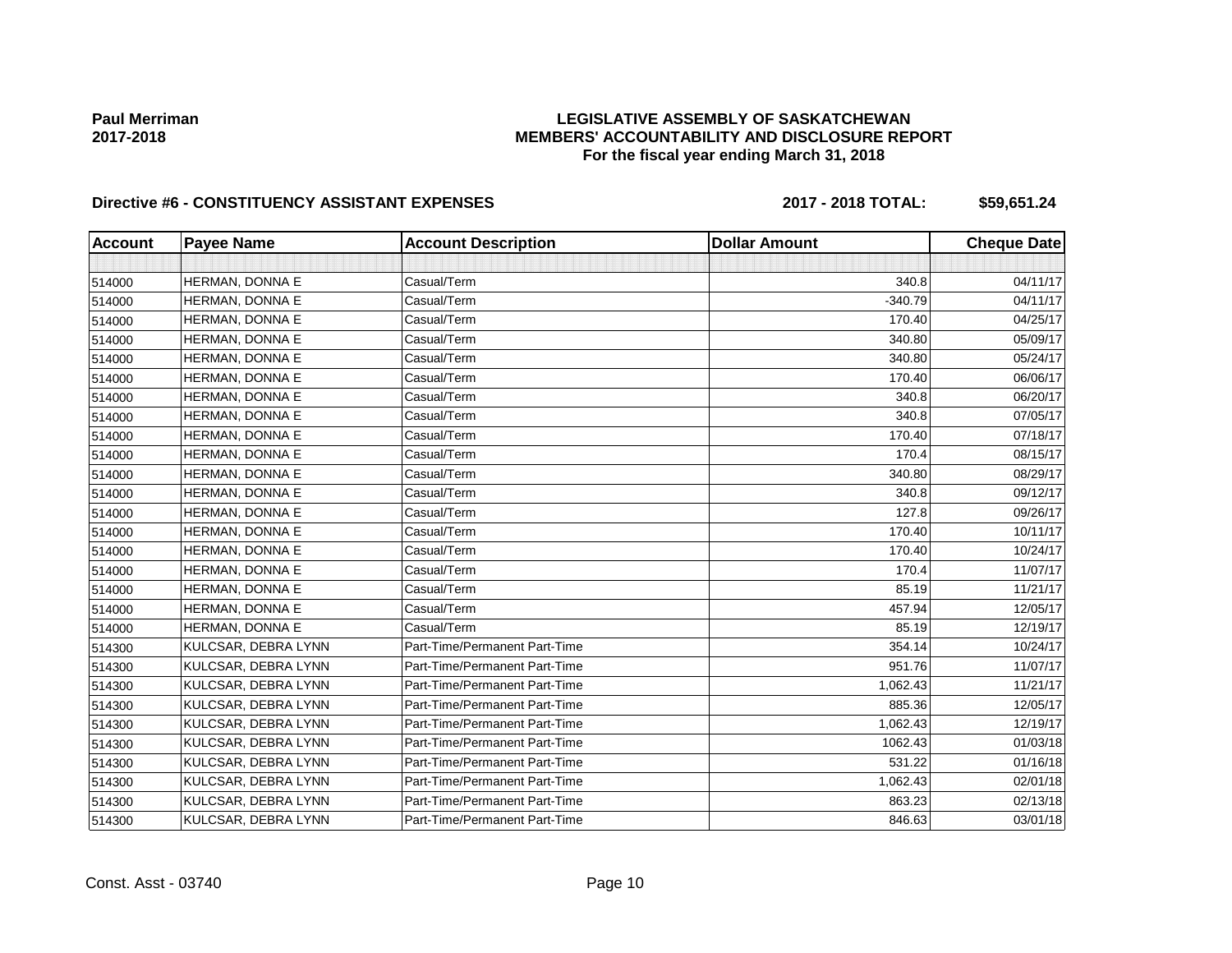**Paul Merriman**
**2017-2018**

**LEGISLATIVE ASSEMBLY OF SASKATCHEWAN**
**MEMBERS' ACCOUNTABILITY AND DISCLOSURE REPORT**
**For the fiscal year ending March 31, 2018**

**Directive #6 - CONSTITUENCY ASSISTANT EXPENSES** **2017 - 2018 TOTAL: $59,651.24**

| Account | Payee Name | Account Description | Dollar Amount | Cheque Date |
|---|---|---|---|---|
| | | | | |
| 514000 | HERMAN, DONNA E | Casual/Term | 340.8 | 04/11/17 |
| 514000 | HERMAN, DONNA E | Casual/Term | -340.79 | 04/11/17 |
| 514000 | HERMAN, DONNA E | Casual/Term | 170.40 | 04/25/17 |
| 514000 | HERMAN, DONNA E | Casual/Term | 340.80 | 05/09/17 |
| 514000 | HERMAN, DONNA E | Casual/Term | 340.80 | 05/24/17 |
| 514000 | HERMAN, DONNA E | Casual/Term | 170.40 | 06/06/17 |
| 514000 | HERMAN, DONNA E | Casual/Term | 340.8 | 06/20/17 |
| 514000 | HERMAN, DONNA E | Casual/Term | 340.8 | 07/05/17 |
| 514000 | HERMAN, DONNA E | Casual/Term | 170.40 | 07/18/17 |
| 514000 | HERMAN, DONNA E | Casual/Term | 170.4 | 08/15/17 |
| 514000 | HERMAN, DONNA E | Casual/Term | 340.80 | 08/29/17 |
| 514000 | HERMAN, DONNA E | Casual/Term | 340.8 | 09/12/17 |
| 514000 | HERMAN, DONNA E | Casual/Term | 127.8 | 09/26/17 |
| 514000 | HERMAN, DONNA E | Casual/Term | 170.40 | 10/11/17 |
| 514000 | HERMAN, DONNA E | Casual/Term | 170.40 | 10/24/17 |
| 514000 | HERMAN, DONNA E | Casual/Term | 170.4 | 11/07/17 |
| 514000 | HERMAN, DONNA E | Casual/Term | 85.19 | 11/21/17 |
| 514000 | HERMAN, DONNA E | Casual/Term | 457.94 | 12/05/17 |
| 514000 | HERMAN, DONNA E | Casual/Term | 85.19 | 12/19/17 |
| 514300 | KULCSAR, DEBRA LYNN | Part-Time/Permanent Part-Time | 354.14 | 10/24/17 |
| 514300 | KULCSAR, DEBRA LYNN | Part-Time/Permanent Part-Time | 951.76 | 11/07/17 |
| 514300 | KULCSAR, DEBRA LYNN | Part-Time/Permanent Part-Time | 1,062.43 | 11/21/17 |
| 514300 | KULCSAR, DEBRA LYNN | Part-Time/Permanent Part-Time | 885.36 | 12/05/17 |
| 514300 | KULCSAR, DEBRA LYNN | Part-Time/Permanent Part-Time | 1,062.43 | 12/19/17 |
| 514300 | KULCSAR, DEBRA LYNN | Part-Time/Permanent Part-Time | 1062.43 | 01/03/18 |
| 514300 | KULCSAR, DEBRA LYNN | Part-Time/Permanent Part-Time | 531.22 | 01/16/18 |
| 514300 | KULCSAR, DEBRA LYNN | Part-Time/Permanent Part-Time | 1,062.43 | 02/01/18 |
| 514300 | KULCSAR, DEBRA LYNN | Part-Time/Permanent Part-Time | 863.23 | 02/13/18 |
| 514300 | KULCSAR, DEBRA LYNN | Part-Time/Permanent Part-Time | 846.63 | 03/01/18 |

Const. Asst - 03740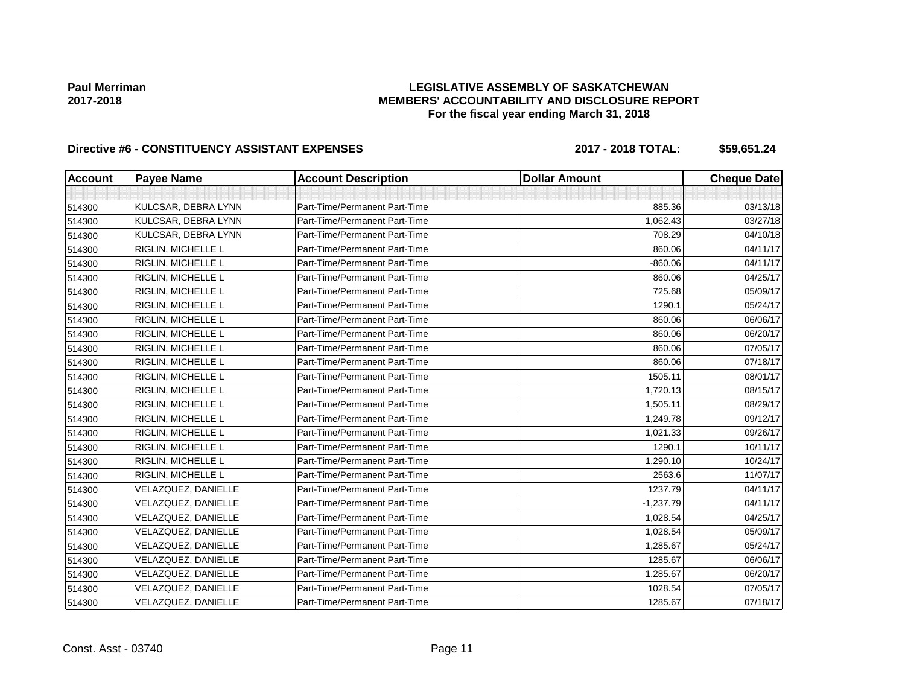**Paul Merriman**
**2017-2018**

# LEGISLATIVE ASSEMBLY OF SASKATCHEWAN
## MEMBERS' ACCOUNTABILITY AND DISCLOSURE REPORT
### For the fiscal year ending March 31, 2018

**Directive #6 - CONSTITUENCY ASSISTANT EXPENSES** **2017 - 2018 TOTAL: $59,651.24**

| Account | Payee Name | Account Description | Dollar Amount | Cheque Date |
|---|---|---|---|---|
| | | | | |
| 514300 | KULCSAR, DEBRA LYNN | Part-Time/Permanent Part-Time | 885.36 | 03/13/18 |
| 514300 | KULCSAR, DEBRA LYNN | Part-Time/Permanent Part-Time | 1,062.43 | 03/27/18 |
| 514300 | KULCSAR, DEBRA LYNN | Part-Time/Permanent Part-Time | 708.29 | 04/10/18 |
| 514300 | RIGLIN, MICHELLE L | Part-Time/Permanent Part-Time | 860.06 | 04/11/17 |
| 514300 | RIGLIN, MICHELLE L | Part-Time/Permanent Part-Time | -860.06 | 04/11/17 |
| 514300 | RIGLIN, MICHELLE L | Part-Time/Permanent Part-Time | 860.06 | 04/25/17 |
| 514300 | RIGLIN, MICHELLE L | Part-Time/Permanent Part-Time | 725.68 | 05/09/17 |
| 514300 | RIGLIN, MICHELLE L | Part-Time/Permanent Part-Time | 1290.1 | 05/24/17 |
| 514300 | RIGLIN, MICHELLE L | Part-Time/Permanent Part-Time | 860.06 | 06/06/17 |
| 514300 | RIGLIN, MICHELLE L | Part-Time/Permanent Part-Time | 860.06 | 06/20/17 |
| 514300 | RIGLIN, MICHELLE L | Part-Time/Permanent Part-Time | 860.06 | 07/05/17 |
| 514300 | RIGLIN, MICHELLE L | Part-Time/Permanent Part-Time | 860.06 | 07/18/17 |
| 514300 | RIGLIN, MICHELLE L | Part-Time/Permanent Part-Time | 1505.11 | 08/01/17 |
| 514300 | RIGLIN, MICHELLE L | Part-Time/Permanent Part-Time | 1,720.13 | 08/15/17 |
| 514300 | RIGLIN, MICHELLE L | Part-Time/Permanent Part-Time | 1,505.11 | 08/29/17 |
| 514300 | RIGLIN, MICHELLE L | Part-Time/Permanent Part-Time | 1,249.78 | 09/12/17 |
| 514300 | RIGLIN, MICHELLE L | Part-Time/Permanent Part-Time | 1,021.33 | 09/26/17 |
| 514300 | RIGLIN, MICHELLE L | Part-Time/Permanent Part-Time | 1290.1 | 10/11/17 |
| 514300 | RIGLIN, MICHELLE L | Part-Time/Permanent Part-Time | 1,290.10 | 10/24/17 |
| 514300 | RIGLIN, MICHELLE L | Part-Time/Permanent Part-Time | 2563.6 | 11/07/17 |
| 514300 | VELAZQUEZ, DANIELLE | Part-Time/Permanent Part-Time | 1237.79 | 04/11/17 |
| 514300 | VELAZQUEZ, DANIELLE | Part-Time/Permanent Part-Time | -1,237.79 | 04/11/17 |
| 514300 | VELAZQUEZ, DANIELLE | Part-Time/Permanent Part-Time | 1,028.54 | 04/25/17 |
| 514300 | VELAZQUEZ, DANIELLE | Part-Time/Permanent Part-Time | 1,028.54 | 05/09/17 |
| 514300 | VELAZQUEZ, DANIELLE | Part-Time/Permanent Part-Time | 1,285.67 | 05/24/17 |
| 514300 | VELAZQUEZ, DANIELLE | Part-Time/Permanent Part-Time | 1285.67 | 06/06/17 |
| 514300 | VELAZQUEZ, DANIELLE | Part-Time/Permanent Part-Time | 1,285.67 | 06/20/17 |
| 514300 | VELAZQUEZ, DANIELLE | Part-Time/Permanent Part-Time | 1028.54 | 07/05/17 |
| 514300 | VELAZQUEZ, DANIELLE | Part-Time/Permanent Part-Time | 1285.67 | 07/18/17 |

Const. Asst - 03740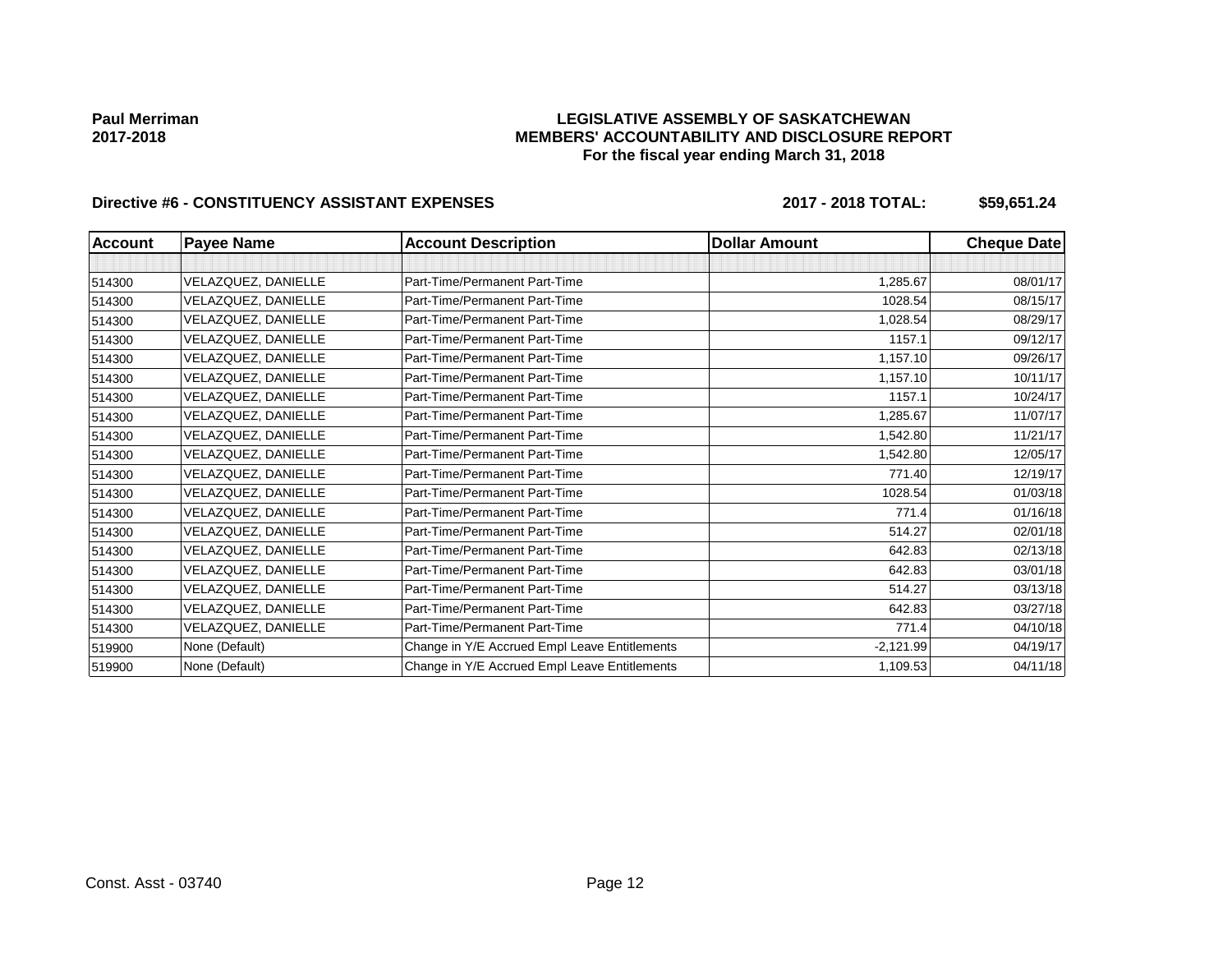**Paul Merriman**
**2017-2018**

**LEGISLATIVE ASSEMBLY OF SASKATCHEWAN**
**MEMBERS' ACCOUNTABILITY AND DISCLOSURE REPORT**
**For the fiscal year ending March 31, 2018**

**Directive #6 - CONSTITUENCY ASSISTANT EXPENSES** **2017 - 2018 TOTAL: $59,651.24**

| Account | Payee Name | Account Description | Dollar Amount | Cheque Date |
|---|---|---|---|---|
| | | | | |
| 514300 | VELAZQUEZ, DANIELLE | Part-Time/Permanent Part-Time | 1,285.67 | 08/01/17 |
| 514300 | VELAZQUEZ, DANIELLE | Part-Time/Permanent Part-Time | 1028.54 | 08/15/17 |
| 514300 | VELAZQUEZ, DANIELLE | Part-Time/Permanent Part-Time | 1,028.54 | 08/29/17 |
| 514300 | VELAZQUEZ, DANIELLE | Part-Time/Permanent Part-Time | 1157.1 | 09/12/17 |
| 514300 | VELAZQUEZ, DANIELLE | Part-Time/Permanent Part-Time | 1,157.10 | 09/26/17 |
| 514300 | VELAZQUEZ, DANIELLE | Part-Time/Permanent Part-Time | 1,157.10 | 10/11/17 |
| 514300 | VELAZQUEZ, DANIELLE | Part-Time/Permanent Part-Time | 1157.1 | 10/24/17 |
| 514300 | VELAZQUEZ, DANIELLE | Part-Time/Permanent Part-Time | 1,285.67 | 11/07/17 |
| 514300 | VELAZQUEZ, DANIELLE | Part-Time/Permanent Part-Time | 1,542.80 | 11/21/17 |
| 514300 | VELAZQUEZ, DANIELLE | Part-Time/Permanent Part-Time | 1,542.80 | 12/05/17 |
| 514300 | VELAZQUEZ, DANIELLE | Part-Time/Permanent Part-Time | 771.40 | 12/19/17 |
| 514300 | VELAZQUEZ, DANIELLE | Part-Time/Permanent Part-Time | 1028.54 | 01/03/18 |
| 514300 | VELAZQUEZ, DANIELLE | Part-Time/Permanent Part-Time | 771.4 | 01/16/18 |
| 514300 | VELAZQUEZ, DANIELLE | Part-Time/Permanent Part-Time | 514.27 | 02/01/18 |
| 514300 | VELAZQUEZ, DANIELLE | Part-Time/Permanent Part-Time | 642.83 | 02/13/18 |
| 514300 | VELAZQUEZ, DANIELLE | Part-Time/Permanent Part-Time | 642.83 | 03/01/18 |
| 514300 | VELAZQUEZ, DANIELLE | Part-Time/Permanent Part-Time | 514.27 | 03/13/18 |
| 514300 | VELAZQUEZ, DANIELLE | Part-Time/Permanent Part-Time | 642.83 | 03/27/18 |
| 514300 | VELAZQUEZ, DANIELLE | Part-Time/Permanent Part-Time | 771.4 | 04/10/18 |
| 519900 | None (Default) | Change in Y/E Accrued Empl Leave Entitlements | -2,121.99 | 04/19/17 |
| 519900 | None (Default) | Change in Y/E Accrued Empl Leave Entitlements | 1,109.53 | 04/11/18 |

Const. Asst - 03740